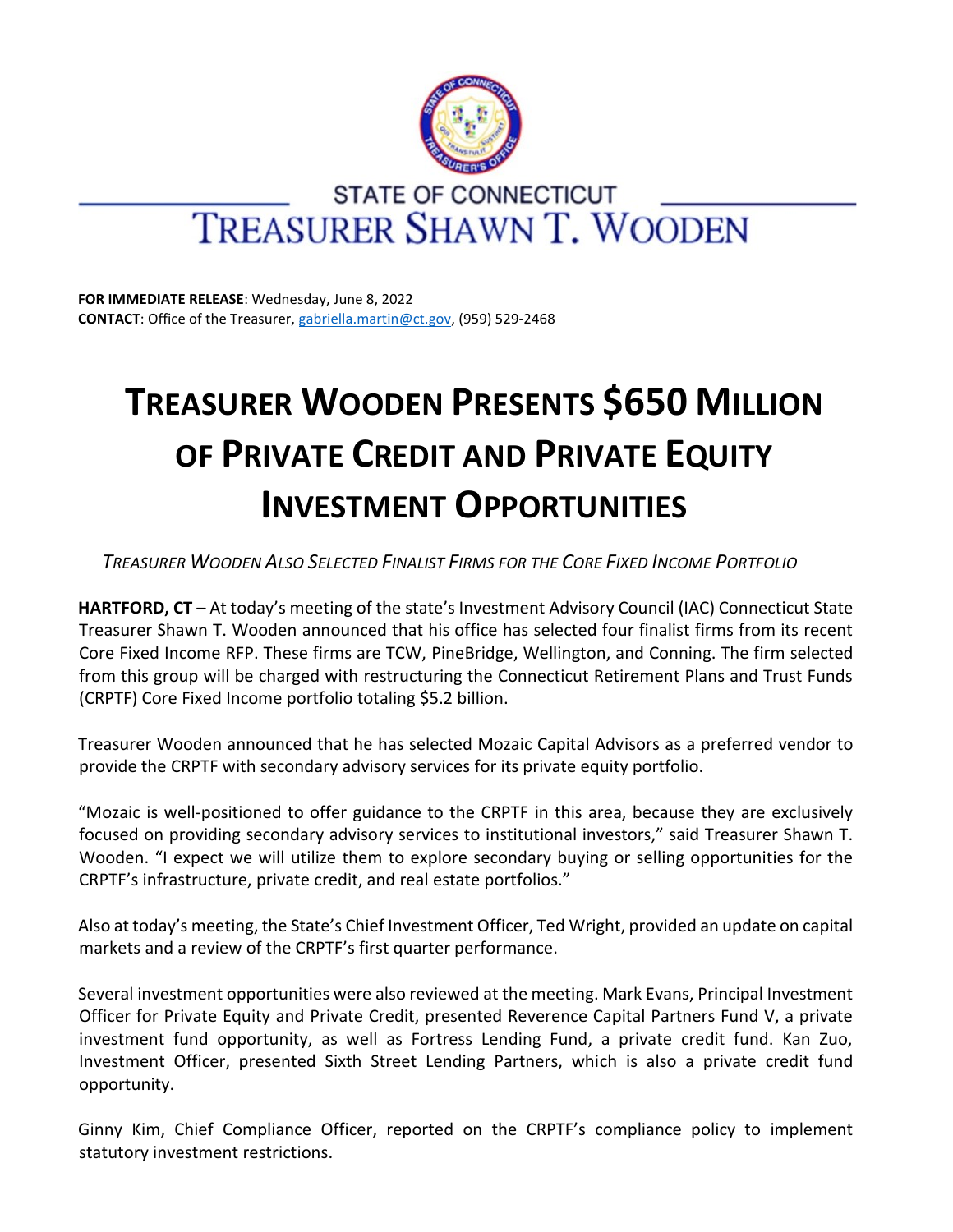STATE OF CONNECTICUT

TREASURER SHAWN T. WOODEN

**FOR IMMEDIATE RELEASE**: Wednesday, June 8, 2022
**CONTACT**: Office of the Treasurer, gabriella.martin@ct.gov, (959) 529-2468

# TREASURER WOODEN PRESENTS $650 MILLION OF PRIVATE CREDIT AND PRIVATE EQUITY INVESTMENT OPPORTUNITIES

*TREASURER WOODEN ALSO SELECTED FINALIST FIRMS FOR THE CORE FIXED INCOME PORTFOLIO*

**HARTFORD, CT** – At today's meeting of the state's Investment Advisory Council (IAC) Connecticut State Treasurer Shawn T. Wooden announced that his office has selected four finalist firms from its recent Core Fixed Income RFP. These firms are TCW, PineBridge, Wellington, and Conning. The firm selected from this group will be charged with restructuring the Connecticut Retirement Plans and Trust Funds (CRPTF) Core Fixed Income portfolio totaling $5.2 billion.

Treasurer Wooden announced that he has selected Mozaic Capital Advisors as a preferred vendor to provide the CRPTF with secondary advisory services for its private equity portfolio.

"Mozaic is well-positioned to offer guidance to the CRPTF in this area, because they are exclusively focused on providing secondary advisory services to institutional investors," said Treasurer Shawn T. Wooden. "I expect we will utilize them to explore secondary buying or selling opportunities for the CRPTF's infrastructure, private credit, and real estate portfolios."

Also at today's meeting, the State's Chief Investment Officer, Ted Wright, provided an update on capital markets and a review of the CRPTF's first quarter performance.

Several investment opportunities were also reviewed at the meeting. Mark Evans, Principal Investment Officer for Private Equity and Private Credit, presented Reverence Capital Partners Fund V, a private investment fund opportunity, as well as Fortress Lending Fund, a private credit fund. Kan Zuo, Investment Officer, presented Sixth Street Lending Partners, which is also a private credit fund opportunity.

Ginny Kim, Chief Compliance Officer, reported on the CRPTF's compliance policy to implement statutory investment restrictions.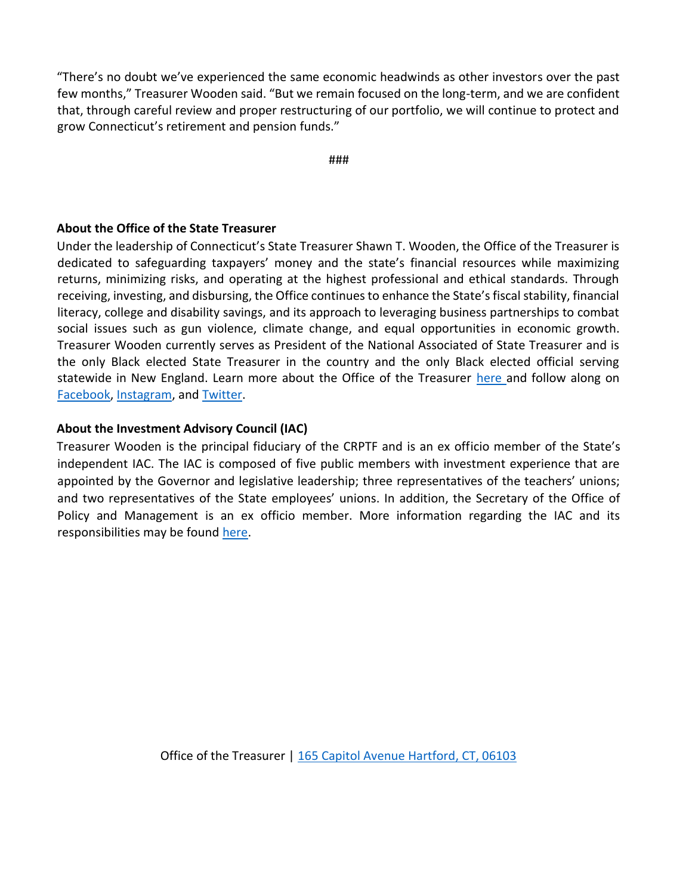"There's no doubt we've experienced the same economic headwinds as other investors over the past few months," Treasurer Wooden said. "But we remain focused on the long-term, and we are confident that, through careful review and proper restructuring of our portfolio, we will continue to protect and grow Connecticut's retirement and pension funds."

###

**About the Office of the State Treasurer**

Under the leadership of Connecticut's State Treasurer Shawn T. Wooden, the Office of the Treasurer is dedicated to safeguarding taxpayers' money and the state's financial resources while maximizing returns, minimizing risks, and operating at the highest professional and ethical standards. Through receiving, investing, and disbursing, the Office continues to enhance the State's fiscal stability, financial literacy, college and disability savings, and its approach to leveraging business partnerships to combat social issues such as gun violence, climate change, and equal opportunities in economic growth. Treasurer Wooden currently serves as President of the National Associated of State Treasurer and is the only Black elected State Treasurer in the country and the only Black elected official serving statewide in New England. Learn more about the Office of the Treasurer here and follow along on Facebook, Instagram, and Twitter.

**About the Investment Advisory Council (IAC)**

Treasurer Wooden is the principal fiduciary of the CRPTF and is an ex officio member of the State's independent IAC. The IAC is composed of five public members with investment experience that are appointed by the Governor and legislative leadership; three representatives of the teachers' unions; and two representatives of the State employees' unions. In addition, the Secretary of the Office of Policy and Management is an ex officio member. More information regarding the IAC and its responsibilities may be found here.

Office of the Treasurer | 165 Capitol Avenue Hartford, CT, 06103